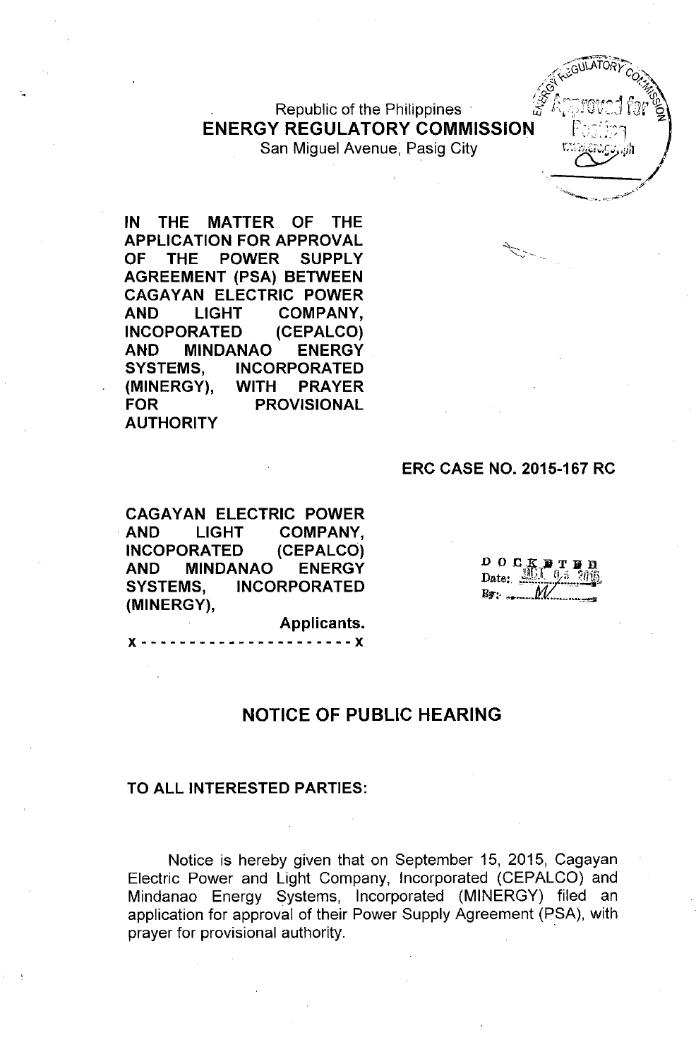Republic of the Philippines
**ENERGY REGULATORY COMMISSION**
San Miguel Avenue, Pasig City

**IN THE MATTER OF THE APPLICATION FOR APPROVAL OF THE POWER SUPPLY AGREEMENT (PSA) BETWEEN CAGAYAN ELECTRIC POWER AND LIGHT COMPANY, INCOPORATED (CEPALCO) AND MINDANAO ENERGY SYSTEMS, INCORPORATED (MINERGY), WITH PRAYER FOR PROVISIONAL AUTHORITY**

**ERC CASE NO. 2015-167 RC**

**CAGAYAN ELECTRIC POWER AND LIGHT COMPANY, INCOPORATED (CEPALCO) AND MINDANAO ENERGY SYSTEMS, INCORPORATED (MINERGY),**

**Applicants.**

x - - - - - - - - - - - - - - - - - - - - - - x

DOCKETED
Date: OCT 05 2015
By: M

## NOTICE OF PUBLIC HEARING

**TO ALL INTERESTED PARTIES:**

Notice is hereby given that on September 15, 2015, Cagayan Electric Power and Light Company, Incorporated (CEPALCO) and Mindanao Energy Systems, Incorporated (MINERGY) filed an application for approval of their Power Supply Agreement (PSA), with prayer for provisional authority.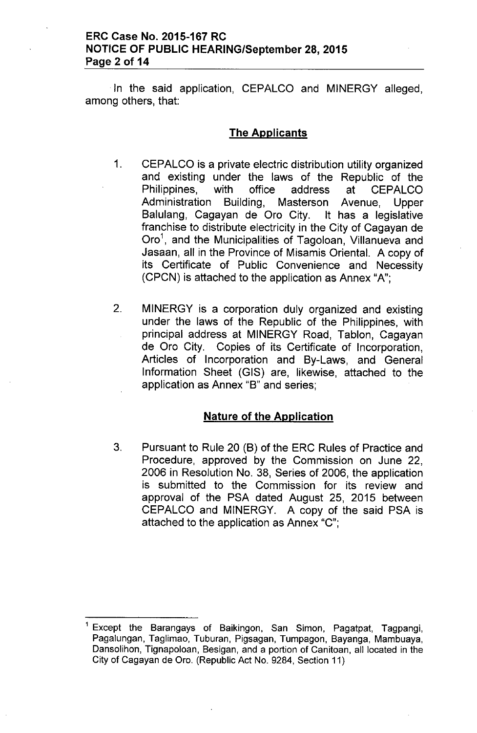In the said application, CEPALCO and MINERGY alleged, among others, that:

## The Applicants

1. CEPALCO is a private electric distribution utility organized and existing under the laws of the Republic of the Philippines, with office address at CEPALCO Administration Building, Masterson Avenue, Upper Balulang, Cagayan de Oro City. It has a legislative franchise to distribute electricity in the City of Cagayan de Oro[1], and the Municipalities of Tagoloan, Villanueva and Jasaan, all in the Province of Misamis Oriental. A copy of its Certificate of Public Convenience and Necessity (CPCN) is attached to the application as Annex "A";

2. MINERGY is a corporation duly organized and existing under the laws of the Republic of the Philippines, with principal address at MINERGY Road, Tablon, Cagayan de Oro City. Copies of its Certificate of Incorporation, Articles of Incorporation and By-Laws, and General Information Sheet (GIS) are, likewise, attached to the application as Annex "B" and series;

## Nature of the Application

3. Pursuant to Rule 20 (B) of the ERC Rules of Practice and Procedure, approved by the Commission on June 22, 2006 in Resolution No. 38, Series of 2006, the application is submitted to the Commission for its review and approval of the PSA dated August 25, 2015 between CEPALCO and MINERGY. A copy of the said PSA is attached to the application as Annex "C";

---

[1] Except the Barangays of Baikingon, San Simon, Pagatpat, Tagpangi, Pagalungan, Taglimao, Tuburan, Pigsagan, Tumpagon, Bayanga, Mambuaya, Dansolihon, Tignapoloan, Besigan, and a portion of Canitoan, all located in the City of Cagayan de Oro. (Republic Act No. 9284, Section 11)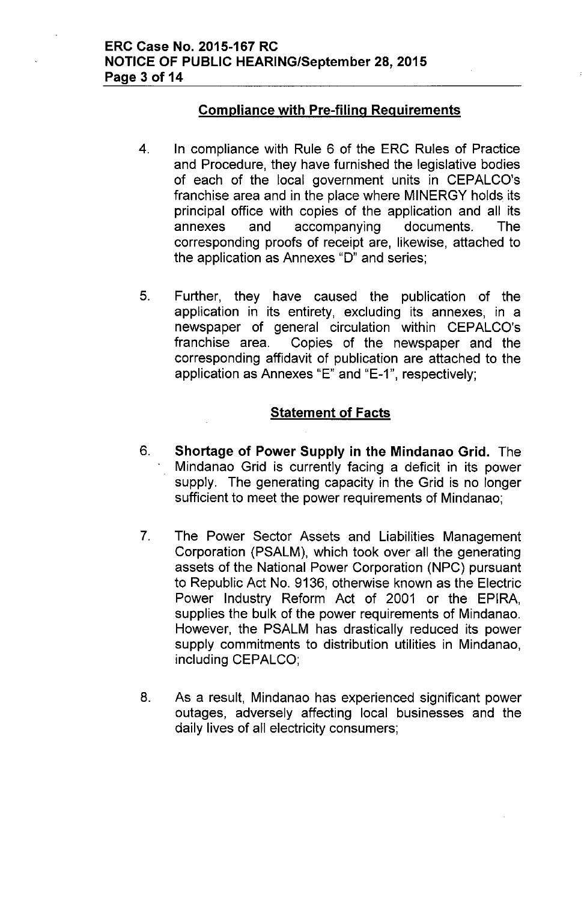## Compliance with Pre-filing Requirements

4. In compliance with Rule 6 of the ERC Rules of Practice and Procedure, they have furnished the legislative bodies of each of the local government units in CEPALCO's franchise area and in the place where MINERGY holds its principal office with copies of the application and all its annexes and accompanying documents. The corresponding proofs of receipt are, likewise, attached to the application as Annexes "D" and series;

5. Further, they have caused the publication of the application in its entirety, excluding its annexes, in a newspaper of general circulation within CEPALCO's franchise area. Copies of the newspaper and the corresponding affidavit of publication are attached to the application as Annexes "E" and "E-1", respectively;

## Statement of Facts

6. **Shortage of Power Supply in the Mindanao Grid.** The Mindanao Grid is currently facing a deficit in its power supply. The generating capacity in the Grid is no longer sufficient to meet the power requirements of Mindanao;

7. The Power Sector Assets and Liabilities Management Corporation (PSALM), which took over all the generating assets of the National Power Corporation (NPC) pursuant to Republic Act No. 9136, otherwise known as the Electric Power Industry Reform Act of 2001 or the EPIRA, supplies the bulk of the power requirements of Mindanao. However, the PSALM has drastically reduced its power supply commitments to distribution utilities in Mindanao, including CEPALCO;

8. As a result, Mindanao has experienced significant power outages, adversely affecting local businesses and the daily lives of all electricity consumers;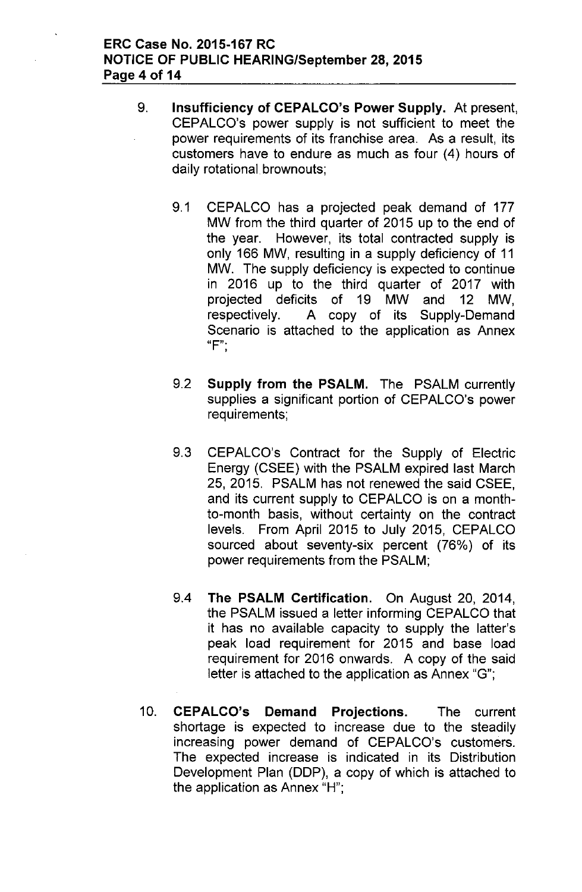9. **Insufficiency of CEPALCO's Power Supply.** At present, CEPALCO's power supply is not sufficient to meet the power requirements of its franchise area. As a result, its customers have to endure as much as four (4) hours of daily rotational brownouts;

   9.1 CEPALCO has a projected peak demand of 177 MW from the third quarter of 2015 up to the end of the year. However, its total contracted supply is only 166 MW, resulting in a supply deficiency of 11 MW. The supply deficiency is expected to continue in 2016 up to the third quarter of 2017 with projected deficits of 19 MW and 12 MW, respectively. A copy of its Supply-Demand Scenario is attached to the application as Annex "F";

   9.2 **Supply from the PSALM.** The PSALM currently supplies a significant portion of CEPALCO's power requirements;

   9.3 CEPALCO's Contract for the Supply of Electric Energy (CSEE) with the PSALM expired last March 25, 2015. PSALM has not renewed the said CSEE, and its current supply to CEPALCO is on a month-to-month basis, without certainty on the contract levels. From April 2015 to July 2015, CEPALCO sourced about seventy-six percent (76%) of its power requirements from the PSALM;

   9.4 **The PSALM Certification.** On August 20, 2014, the PSALM issued a letter informing CEPALCO that it has no available capacity to supply the latter's peak load requirement for 2015 and base load requirement for 2016 onwards. A copy of the said letter is attached to the application as Annex "G";

10. **CEPALCO's Demand Projections.** The current shortage is expected to increase due to the steadily increasing power demand of CEPALCO's customers. The expected increase is indicated in its Distribution Development Plan (DDP), a copy of which is attached to the application as Annex "H";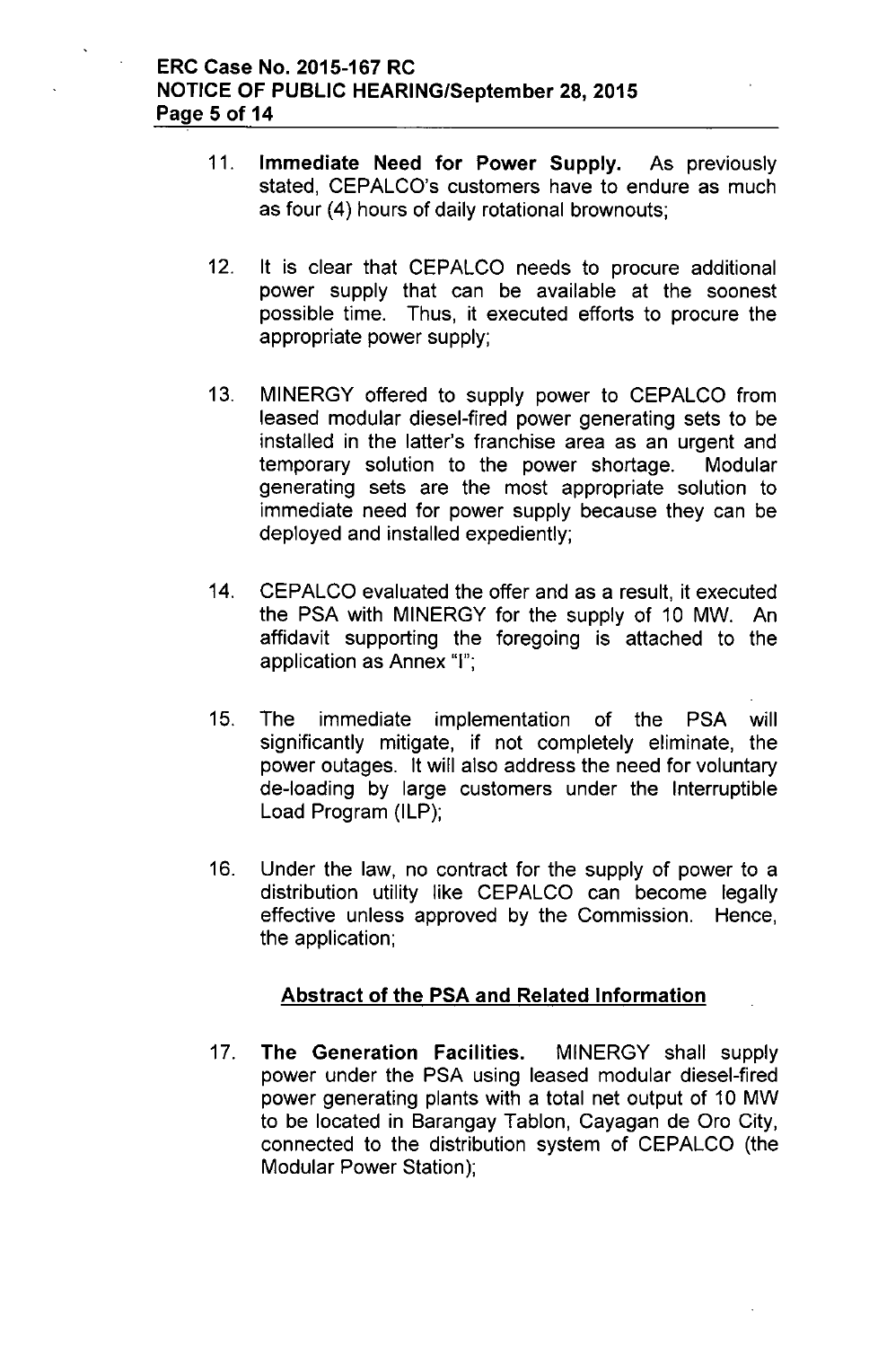11. **Immediate Need for Power Supply.** As previously stated, CEPALCO's customers have to endure as much as four (4) hours of daily rotational brownouts;

12. It is clear that CEPALCO needs to procure additional power supply that can be available at the soonest possible time. Thus, it executed efforts to procure the appropriate power supply;

13. MINERGY offered to supply power to CEPALCO from leased modular diesel-fired power generating sets to be installed in the latter's franchise area as an urgent and temporary solution to the power shortage. Modular generating sets are the most appropriate solution to immediate need for power supply because they can be deployed and installed expediently;

14. CEPALCO evaluated the offer and as a result, it executed the PSA with MINERGY for the supply of 10 MW. An affidavit supporting the foregoing is attached to the application as Annex "I";

15. The immediate implementation of the PSA will significantly mitigate, if not completely eliminate, the power outages. It will also address the need for voluntary de-loading by large customers under the Interruptible Load Program (ILP);

16. Under the law, no contract for the supply of power to a distribution utility like CEPALCO can become legally effective unless approved by the Commission. Hence, the application;

## Abstract of the PSA and Related Information

17. **The Generation Facilities.** MINERGY shall supply power under the PSA using leased modular diesel-fired power generating plants with a total net output of 10 MW to be located in Barangay Tablon, Cayagan de Oro City, connected to the distribution system of CEPALCO (the Modular Power Station);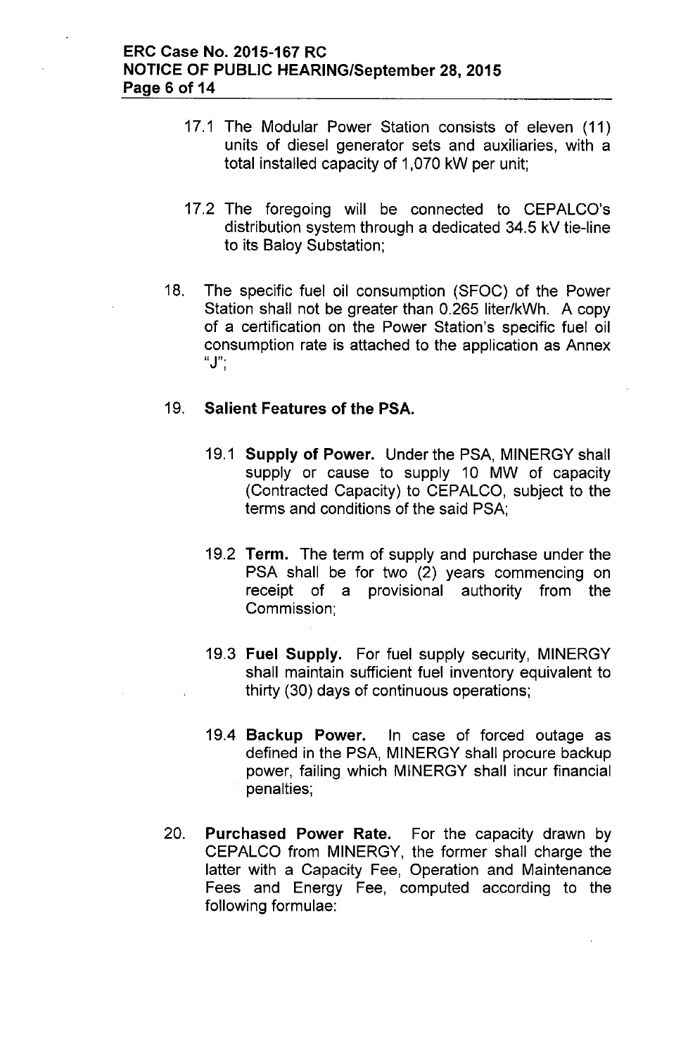17.1 The Modular Power Station consists of eleven (11) units of diesel generator sets and auxiliaries, with a total installed capacity of 1,070 kW per unit;

17.2 The foregoing will be connected to CEPALCO's distribution system through a dedicated 34.5 kV tie-line to its Baloy Substation;

18. The specific fuel oil consumption (SFOC) of the Power Station shall not be greater than 0.265 liter/kWh. A copy of a certification on the Power Station's specific fuel oil consumption rate is attached to the application as Annex "J";

19. **Salient Features of the PSA.**

 19.1 **Supply of Power.** Under the PSA, MINERGY shall supply or cause to supply 10 MW of capacity (Contracted Capacity) to CEPALCO, subject to the terms and conditions of the said PSA;

 19.2 **Term.** The term of supply and purchase under the PSA shall be for two (2) years commencing on receipt of a provisional authority from the Commission;

 19.3 **Fuel Supply.** For fuel supply security, MINERGY shall maintain sufficient fuel inventory equivalent to thirty (30) days of continuous operations;

 19.4 **Backup Power.** In case of forced outage as defined in the PSA, MINERGY shall procure backup power, failing which MINERGY shall incur financial penalties;

20. **Purchased Power Rate.** For the capacity drawn by CEPALCO from MINERGY, the former shall charge the latter with a Capacity Fee, Operation and Maintenance Fees and Energy Fee, computed according to the following formulae: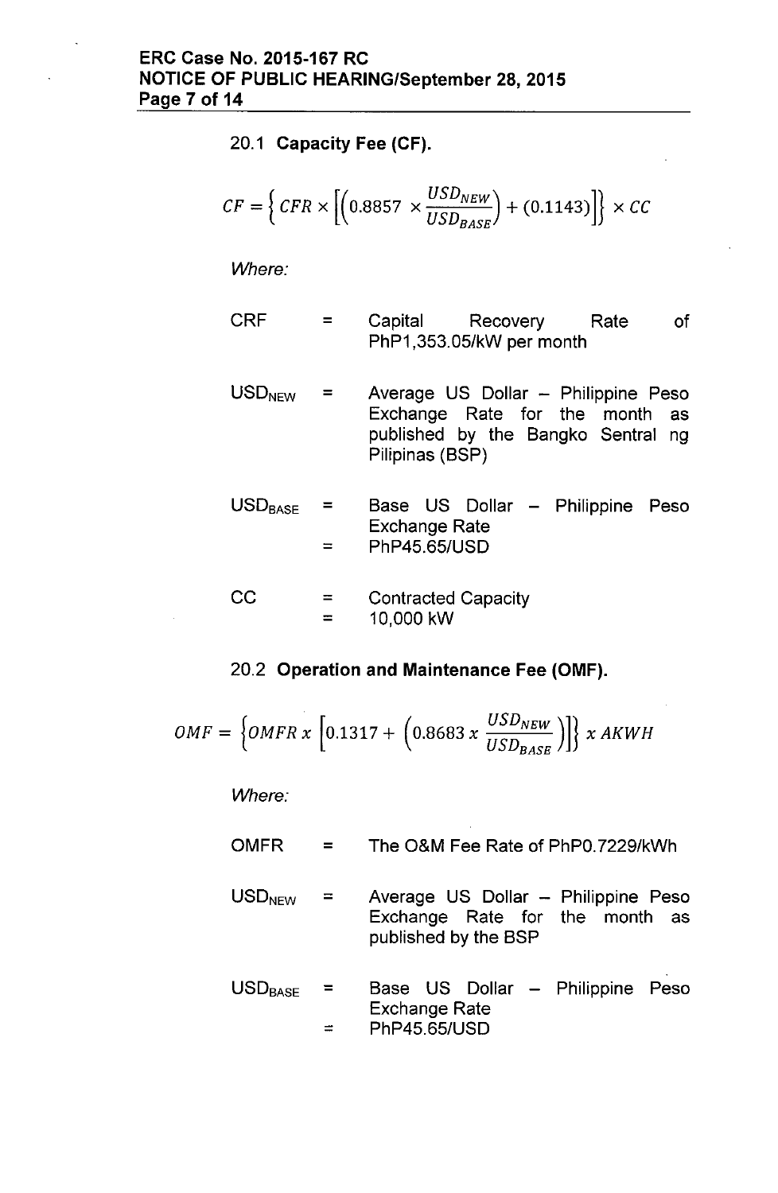20.1 **Capacity Fee (CF).**

$$CF = \left\{ CFR \times \left[ \left( 0.8857 \times \frac{USD_{NEW}}{USD_{BASE}} \right) + (0.1143) \right] \right\} \times CC$$

*Where:*

| | | |
|---|---|---|
| CRF | = | Capital Recovery Rate of PhP1,353.05/kW per month |
| $USD_{NEW}$ | = | Average US Dollar – Philippine Peso Exchange Rate for the month as published by the Bangko Sentral ng Pilipinas (BSP) |
| $USD_{BASE}$ | = | Base US Dollar – Philippine Peso Exchange Rate |
| | = | PhP45.65/USD |
| CC | = | Contracted Capacity |
| | = | 10,000 kW |

20.2 **Operation and Maintenance Fee (OMF).**

$$OMF = \left\{ OMFR\, x \left[ 0.1317 + \left( 0.8683\, x \frac{USD_{NEW}}{USD_{BASE}} \right) \right] \right\} x\, AKWH$$

*Where:*

| | | |
|---|---|---|
| OMFR | = | The O&M Fee Rate of PhP0.7229/kWh |
| $USD_{NEW}$ | = | Average US Dollar – Philippine Peso Exchange Rate for the month as published by the BSP |
| $USD_{BASE}$ | = | Base US Dollar – Philippine Peso Exchange Rate |
| | = | PhP45.65/USD |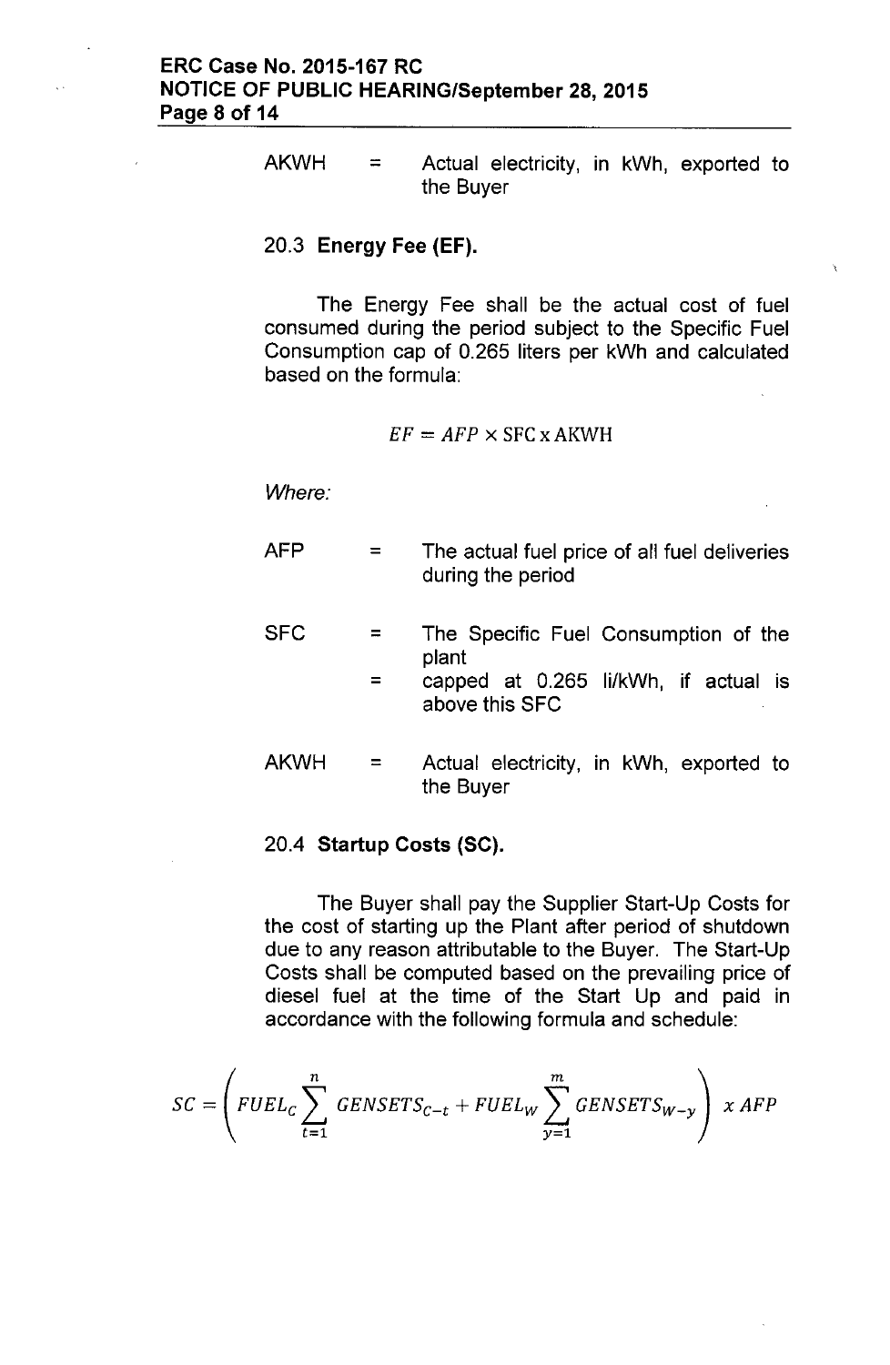| | | |
|---|---|---|
| AKWH | = | Actual electricity, in kWh, exported to the Buyer |

20.3 **Energy Fee (EF).**

The Energy Fee shall be the actual cost of fuel consumed during the period subject to the Specific Fuel Consumption cap of 0.265 liters per kWh and calculated based on the formula:

$$EF = AFP \times \text{SFC} \times \text{AKWH}$$

*Where:*

| | | |
|---|---|---|
| AFP | = | The actual fuel price of all fuel deliveries during the period |
| SFC | = | The Specific Fuel Consumption of the plant |
| | = | capped at 0.265 li/kWh, if actual is above this SFC |
| AKWH | = | Actual electricity, in kWh, exported to the Buyer |

20.4 **Startup Costs (SC).**

The Buyer shall pay the Supplier Start-Up Costs for the cost of starting up the Plant after period of shutdown due to any reason attributable to the Buyer. The Start-Up Costs shall be computed based on the prevailing price of diesel fuel at the time of the Start Up and paid in accordance with the following formula and schedule:

$$SC = \left( FUEL_C \sum_{t=1}^{n} GENSETS_{C-t} + FUEL_W \sum_{y=1}^{m} GENSETS_{W-y} \right) x\, AFP$$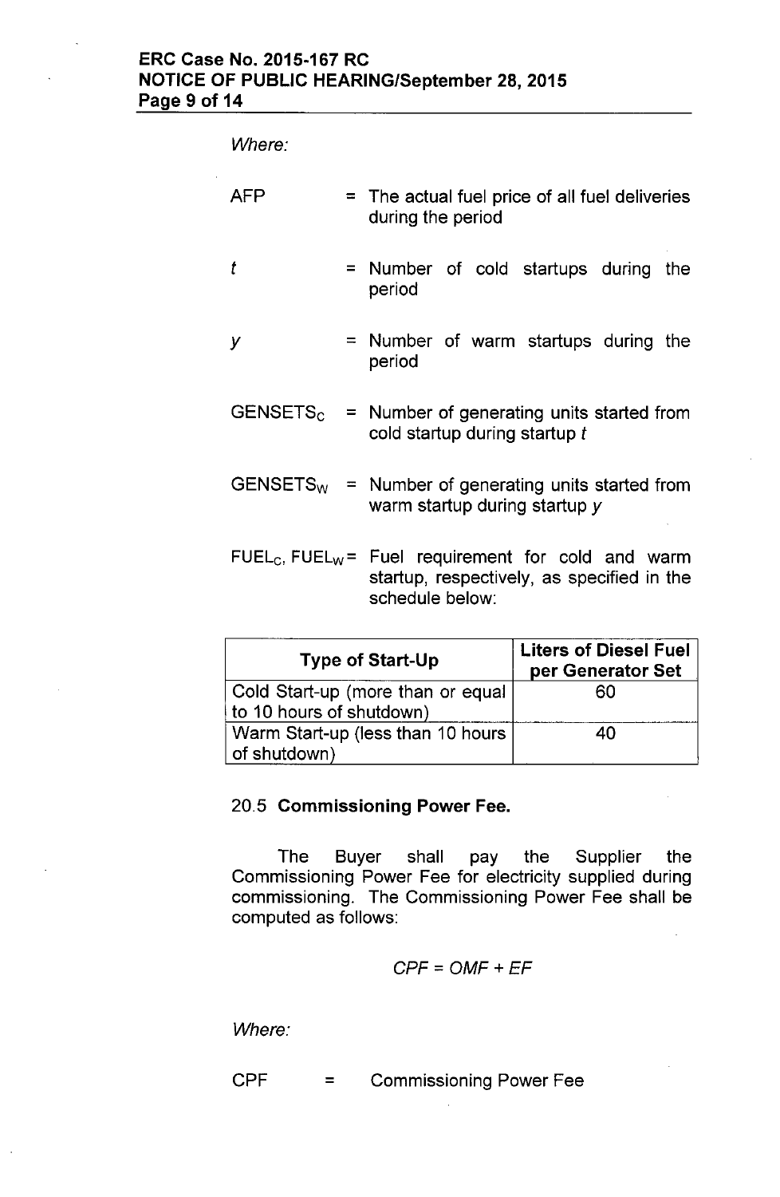*Where:*

AFP = The actual fuel price of all fuel deliveries during the period

$t$ = Number of cold startups during the period

$y$ = Number of warm startups during the period

$GENSETS_C$ = Number of generating units started from cold startup during startup $t$

$GENSETS_W$ = Number of generating units started from warm startup during startup $y$

$FUEL_C$, $FUEL_W$ = Fuel requirement for cold and warm startup, respectively, as specified in the schedule below:

| Type of Start-Up | Liters of Diesel Fuel per Generator Set |
|---|---|
| Cold Start-up (more than or equal to 10 hours of shutdown) | 60 |
| Warm Start-up (less than 10 hours of shutdown) | 40 |

20.5 **Commissioning Power Fee.**

The Buyer shall pay the Supplier the Commissioning Power Fee for electricity supplied during commissioning. The Commissioning Power Fee shall be computed as follows:

$$CPF = OMF + EF$$

*Where:*

CPF = Commissioning Power Fee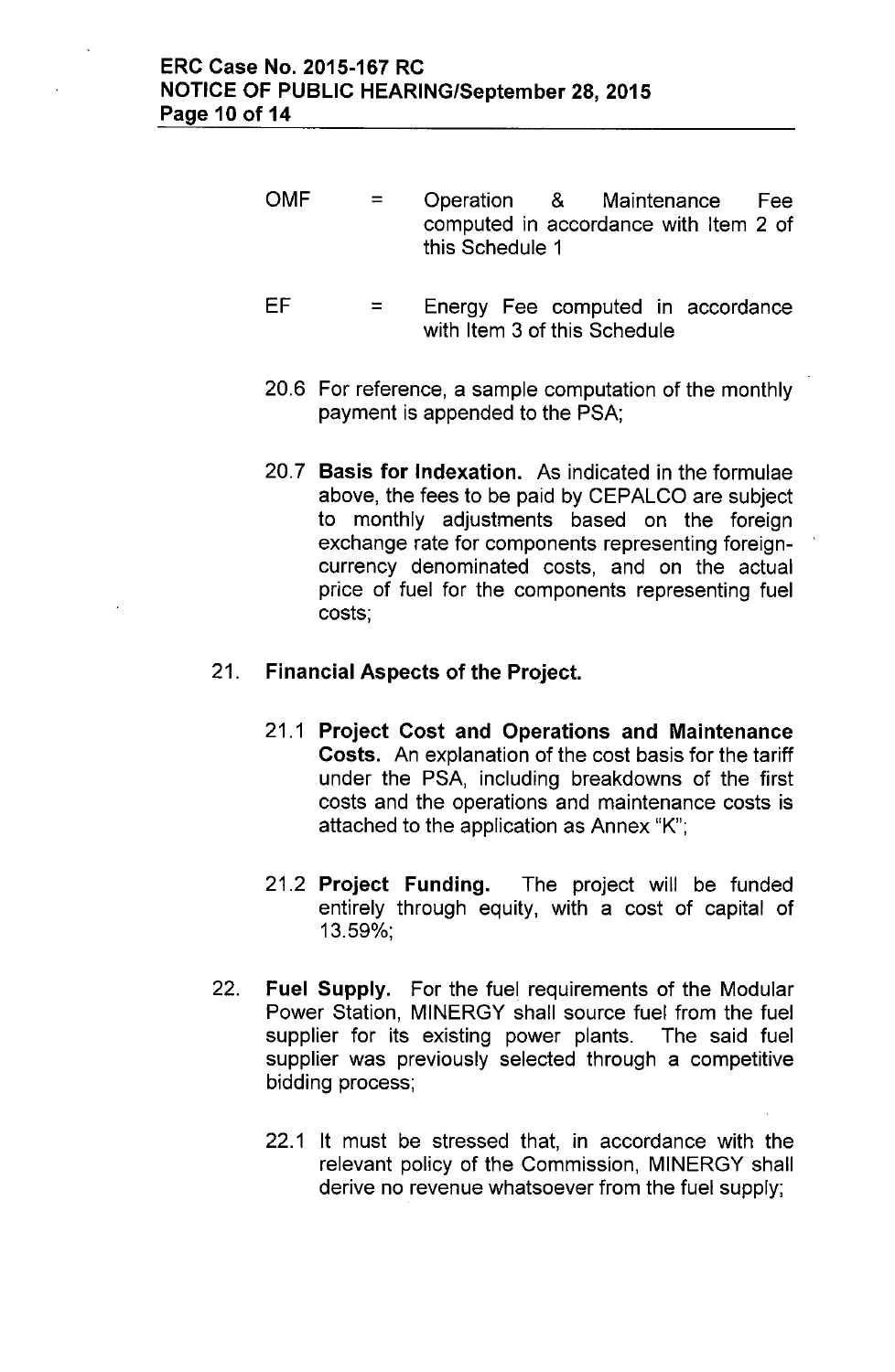OMF = Operation & Maintenance Fee computed in accordance with Item 2 of this Schedule 1

EF = Energy Fee computed in accordance with Item 3 of this Schedule

20.6 For reference, a sample computation of the monthly payment is appended to the PSA;

20.7 **Basis for Indexation.** As indicated in the formulae above, the fees to be paid by CEPALCO are subject to monthly adjustments based on the foreign exchange rate for components representing foreign-currency denominated costs, and on the actual price of fuel for the components representing fuel costs;

21. **Financial Aspects of the Project.**

21.1 **Project Cost and Operations and Maintenance Costs.** An explanation of the cost basis for the tariff under the PSA, including breakdowns of the first costs and the operations and maintenance costs is attached to the application as Annex "K";

21.2 **Project Funding.** The project will be funded entirely through equity, with a cost of capital of 13.59%;

22. **Fuel Supply.** For the fuel requirements of the Modular Power Station, MINERGY shall source fuel from the fuel supplier for its existing power plants. The said fuel supplier was previously selected through a competitive bidding process;

22.1 It must be stressed that, in accordance with the relevant policy of the Commission, MINERGY shall derive no revenue whatsoever from the fuel supply;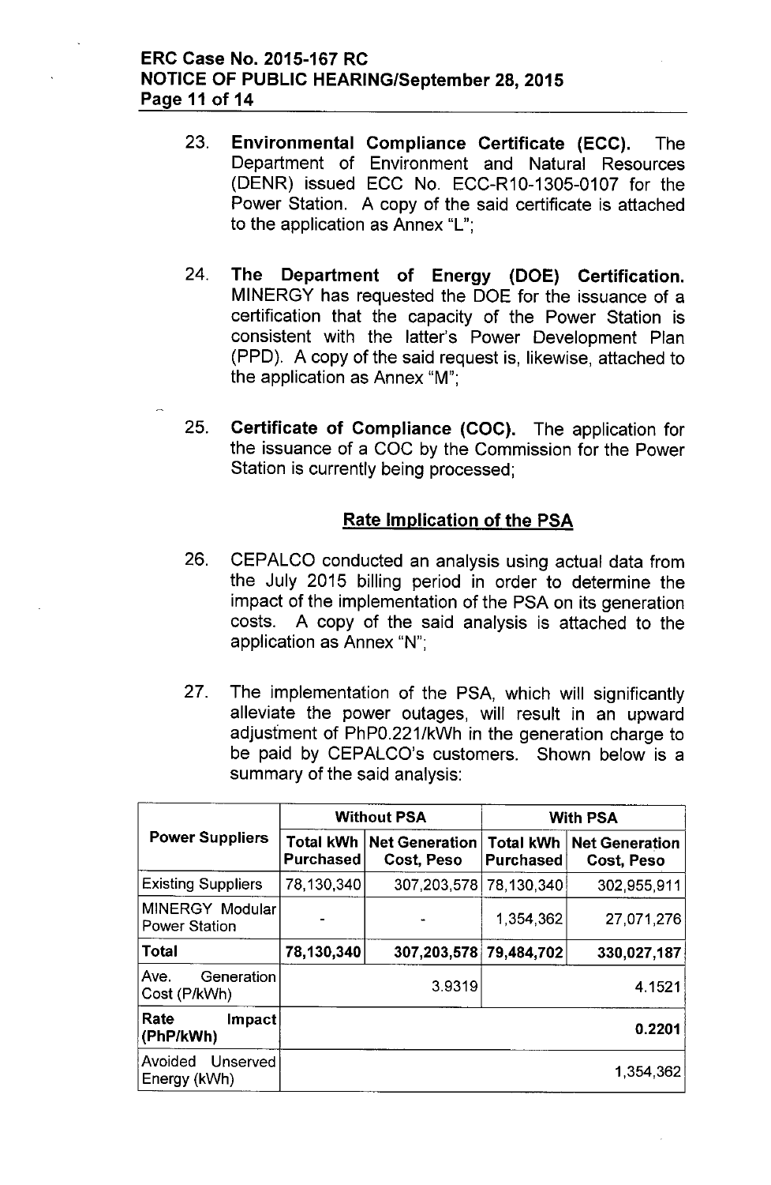23. **Environmental Compliance Certificate (ECC).** The Department of Environment and Natural Resources (DENR) issued ECC No. ECC-R10-1305-0107 for the Power Station. A copy of the said certificate is attached to the application as Annex "L";

24. **The Department of Energy (DOE) Certification.** MINERGY has requested the DOE for the issuance of a certification that the capacity of the Power Station is consistent with the latter's Power Development Plan (PPD). A copy of the said request is, likewise, attached to the application as Annex "M";

25. **Certificate of Compliance (COC).** The application for the issuance of a COC by the Commission for the Power Station is currently being processed;

## Rate Implication of the PSA

26. CEPALCO conducted an analysis using actual data from the July 2015 billing period in order to determine the impact of the implementation of the PSA on its generation costs. A copy of the said analysis is attached to the application as Annex "N";

27. The implementation of the PSA, which will significantly alleviate the power outages, will result in an upward adjustment of PhP0.221/kWh in the generation charge to be paid by CEPALCO's customers. Shown below is a summary of the said analysis:

| Power Suppliers | Without PSA | | With PSA | |
|---|---|---|---|---|
| | Total kWh Purchased | Net Generation Cost, Peso | Total kWh Purchased | Net Generation Cost, Peso |
| Existing Suppliers | 78,130,340 | 307,203,578 | 78,130,340 | 302,955,911 |
| MINERGY Modular Power Station | - | - | 1,354,362 | 27,071,276 |
| **Total** | **78,130,340** | **307,203,578** | **79,484,702** | **330,027,187** |
| Ave. Generation Cost (P/kWh) | | 3.9319 | | 4.1521 |
| **Rate Impact (PhP/kWh)** | | | | **0.2201** |
| Avoided Unserved Energy (kWh) | | | | 1,354,362 |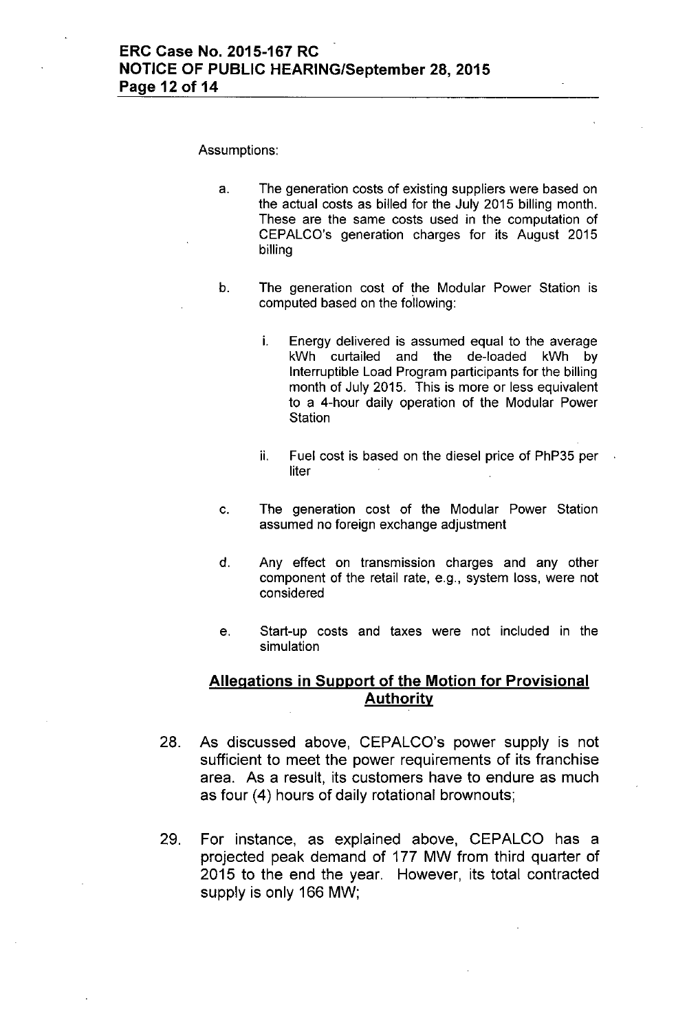Assumptions:

a. The generation costs of existing suppliers were based on the actual costs as billed for the July 2015 billing month. These are the same costs used in the computation of CEPALCO's generation charges for its August 2015 billing

b. The generation cost of the Modular Power Station is computed based on the following:

   i. Energy delivered is assumed equal to the average kWh curtailed and the de-loaded kWh by Interruptible Load Program participants for the billing month of July 2015. This is more or less equivalent to a 4-hour daily operation of the Modular Power Station

   ii. Fuel cost is based on the diesel price of PhP35 per liter

c. The generation cost of the Modular Power Station assumed no foreign exchange adjustment

d. Any effect on transmission charges and any other component of the retail rate, e.g., system loss, were not considered

e. Start-up costs and taxes were not included in the simulation

## Allegations in Support of the Motion for Provisional Authority

28. As discussed above, CEPALCO's power supply is not sufficient to meet the power requirements of its franchise area. As a result, its customers have to endure as much as four (4) hours of daily rotational brownouts;

29. For instance, as explained above, CEPALCO has a projected peak demand of 177 MW from third quarter of 2015 to the end the year. However, its total contracted supply is only 166 MW;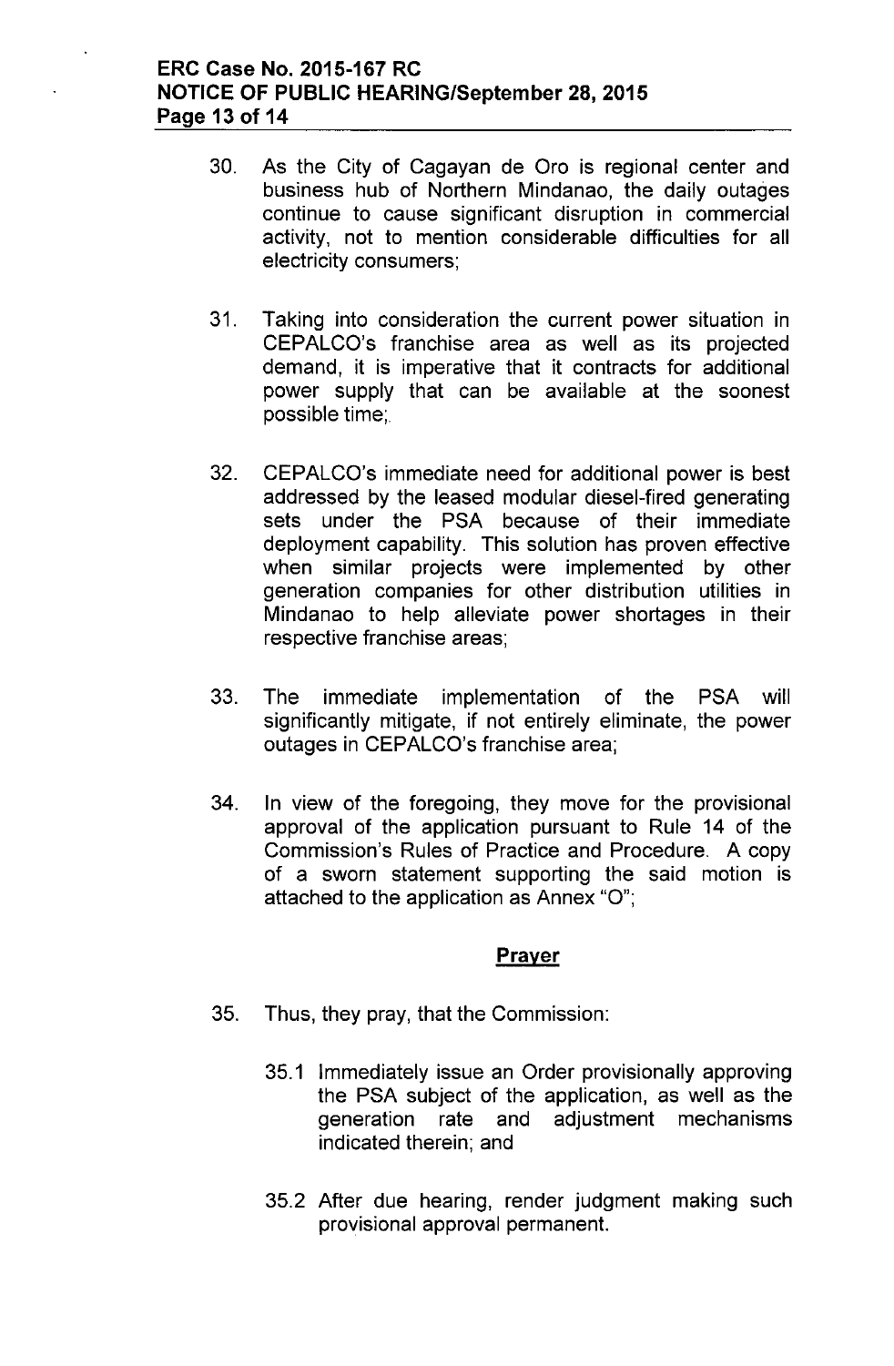30. As the City of Cagayan de Oro is regional center and business hub of Northern Mindanao, the daily outages continue to cause significant disruption in commercial activity, not to mention considerable difficulties for all electricity consumers;

31. Taking into consideration the current power situation in CEPALCO's franchise area as well as its projected demand, it is imperative that it contracts for additional power supply that can be available at the soonest possible time;

32. CEPALCO's immediate need for additional power is best addressed by the leased modular diesel-fired generating sets under the PSA because of their immediate deployment capability. This solution has proven effective when similar projects were implemented by other generation companies for other distribution utilities in Mindanao to help alleviate power shortages in their respective franchise areas;

33. The immediate implementation of the PSA will significantly mitigate, if not entirely eliminate, the power outages in CEPALCO's franchise area;

34. In view of the foregoing, they move for the provisional approval of the application pursuant to Rule 14 of the Commission's Rules of Practice and Procedure. A copy of a sworn statement supporting the said motion is attached to the application as Annex "O";

## Prayer

35. Thus, they pray, that the Commission:

    35.1 Immediately issue an Order provisionally approving the PSA subject of the application, as well as the generation rate and adjustment mechanisms indicated therein; and

    35.2 After due hearing, render judgment making such provisional approval permanent.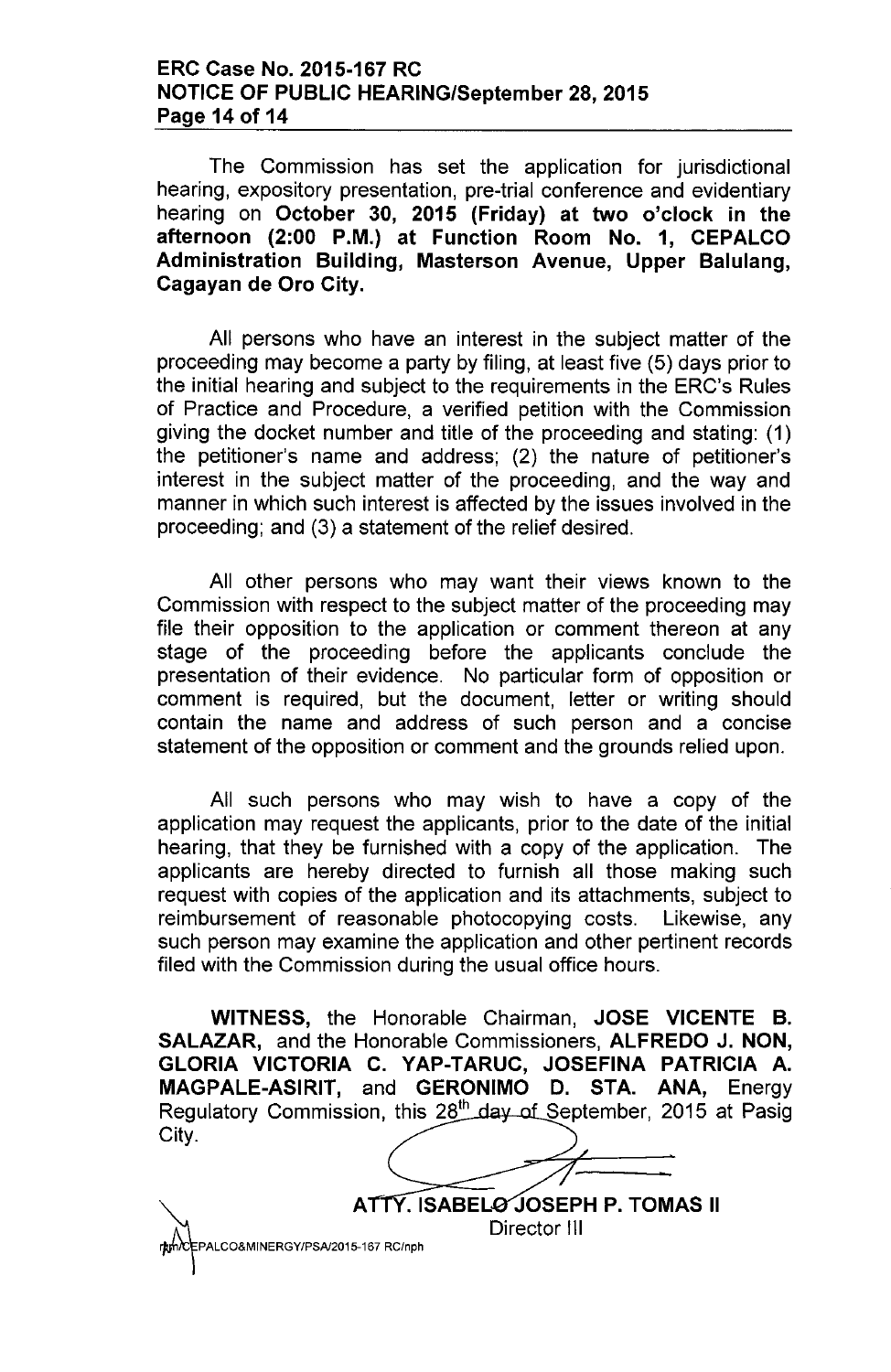The Commission has set the application for jurisdictional hearing, expository presentation, pre-trial conference and evidentiary hearing on **October 30, 2015 (Friday) at two o'clock in the afternoon (2:00 P.M.) at Function Room No. 1, CEPALCO Administration Building, Masterson Avenue, Upper Balulang, Cagayan de Oro City.**

All persons who have an interest in the subject matter of the proceeding may become a party by filing, at least five (5) days prior to the initial hearing and subject to the requirements in the ERC's Rules of Practice and Procedure, a verified petition with the Commission giving the docket number and title of the proceeding and stating: (1) the petitioner's name and address; (2) the nature of petitioner's interest in the subject matter of the proceeding, and the way and manner in which such interest is affected by the issues involved in the proceeding; and (3) a statement of the relief desired.

All other persons who may want their views known to the Commission with respect to the subject matter of the proceeding may file their opposition to the application or comment thereon at any stage of the proceeding before the applicants conclude the presentation of their evidence. No particular form of opposition or comment is required, but the document, letter or writing should contain the name and address of such person and a concise statement of the opposition or comment and the grounds relied upon.

All such persons who may wish to have a copy of the application may request the applicants, prior to the date of the initial hearing, that they be furnished with a copy of the application. The applicants are hereby directed to furnish all those making such request with copies of the application and its attachments, subject to reimbursement of reasonable photocopying costs. Likewise, any such person may examine the application and other pertinent records filed with the Commission during the usual office hours.

**WITNESS,** the Honorable Chairman, **JOSE VICENTE B. SALAZAR,** and the Honorable Commissioners, **ALFREDO J. NON, GLORIA VICTORIA C. YAP-TARUC, JOSEFINA PATRICIA A. MAGPALE-ASIRIT,** and **GERONIMO D. STA. ANA,** Energy Regulatory Commission, this 28th day of September, 2015 at Pasig City.

**ATTY. ISABELO JOSEPH P. TOMAS II**
Director III

rpn/CEPALCO&MINERGY/PSA/2015-167 RC/nph